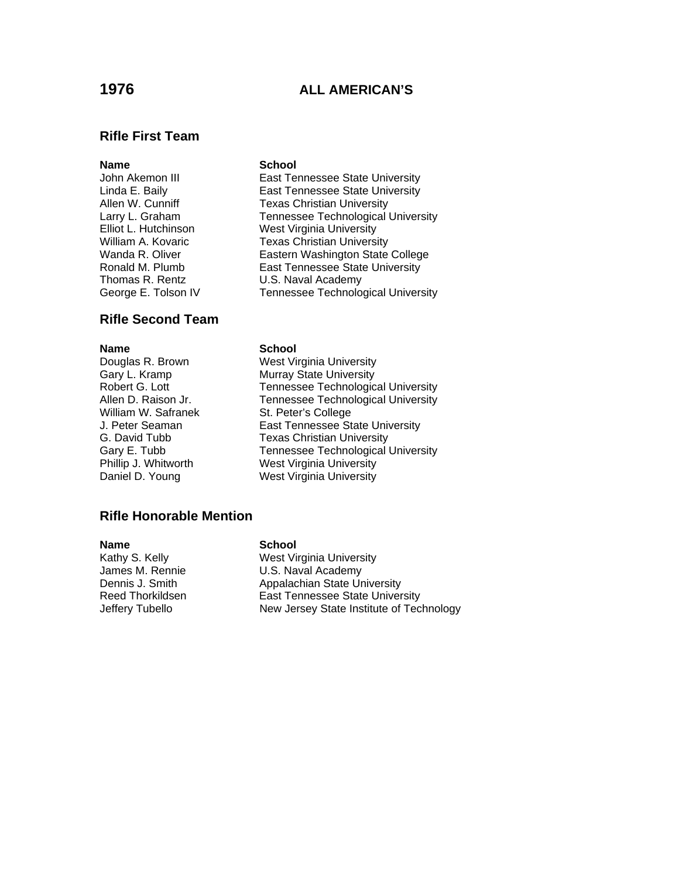# 1976 ALL AMERICAN'S

## Rifle First Team

| Name | School |
|---|---|
| John Akemon III | East Tennessee State University |
| Linda E. Baily | East Tennessee State University |
| Allen W. Cunniff | Texas Christian University |
| Larry L. Graham | Tennessee Technological University |
| Elliot L. Hutchinson | West Virginia University |
| William A. Kovaric | Texas Christian University |
| Wanda R. Oliver | Eastern Washington State College |
| Ronald M. Plumb | East Tennessee State University |
| Thomas R. Rentz | U.S. Naval Academy |
| George E. Tolson IV | Tennessee Technological University |

## Rifle Second Team

| Name | School |
|---|---|
| Douglas R. Brown | West Virginia University |
| Gary L. Kramp | Murray State University |
| Robert G. Lott | Tennessee Technological University |
| Allen D. Raison Jr. | Tennessee Technological University |
| William W. Safranek | St. Peter's College |
| J. Peter Seaman | East Tennessee State University |
| G. David Tubb | Texas Christian University |
| Gary E. Tubb | Tennessee Technological University |
| Phillip J. Whitworth | West Virginia University |
| Daniel D. Young | West Virginia University |

## Rifle Honorable Mention

| Name | School |
|---|---|
| Kathy S. Kelly | West Virginia University |
| James M. Rennie | U.S. Naval Academy |
| Dennis J. Smith | Appalachian State University |
| Reed Thorkildsen | East Tennessee State University |
| Jeffery Tubello | New Jersey State Institute of Technology |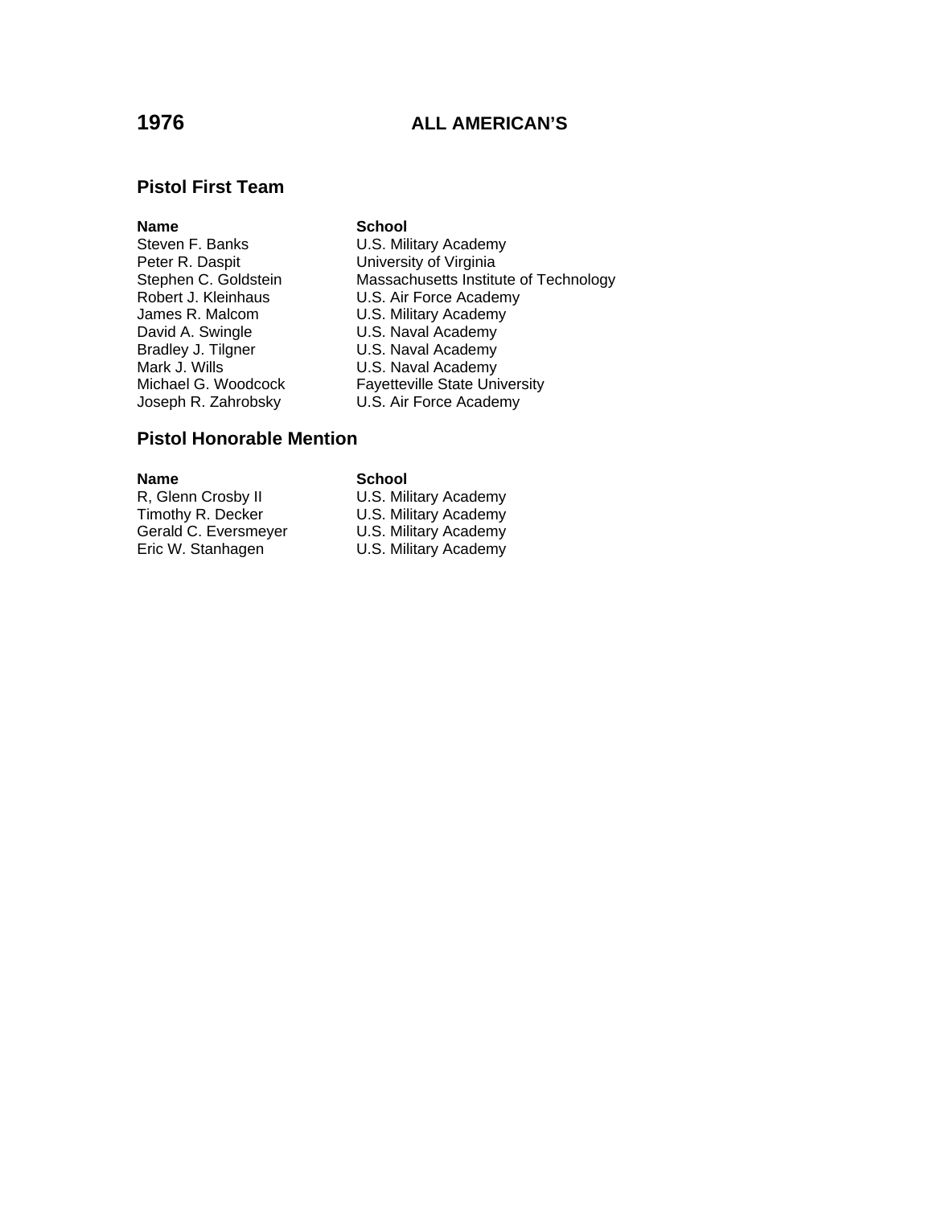# 1976 ALL AMERICAN'S

## Pistol First Team

| Name | School |
| --- | --- |
| Steven F. Banks | U.S. Military Academy |
| Peter R. Daspit | University of Virginia |
| Stephen C. Goldstein | Massachusetts Institute of Technology |
| Robert J. Kleinhaus | U.S. Air Force Academy |
| James R. Malcom | U.S. Military Academy |
| David A. Swingle | U.S. Naval Academy |
| Bradley J. Tilgner | U.S. Naval Academy |
| Mark J. Wills | U.S. Naval Academy |
| Michael G. Woodcock | Fayetteville State University |
| Joseph R. Zahrobsky | U.S. Air Force Academy |

## Pistol Honorable Mention

| Name | School |
| --- | --- |
| R, Glenn Crosby II | U.S. Military Academy |
| Timothy R. Decker | U.S. Military Academy |
| Gerald C. Eversmeyer | U.S. Military Academy |
| Eric W. Stanhagen | U.S. Military Academy |